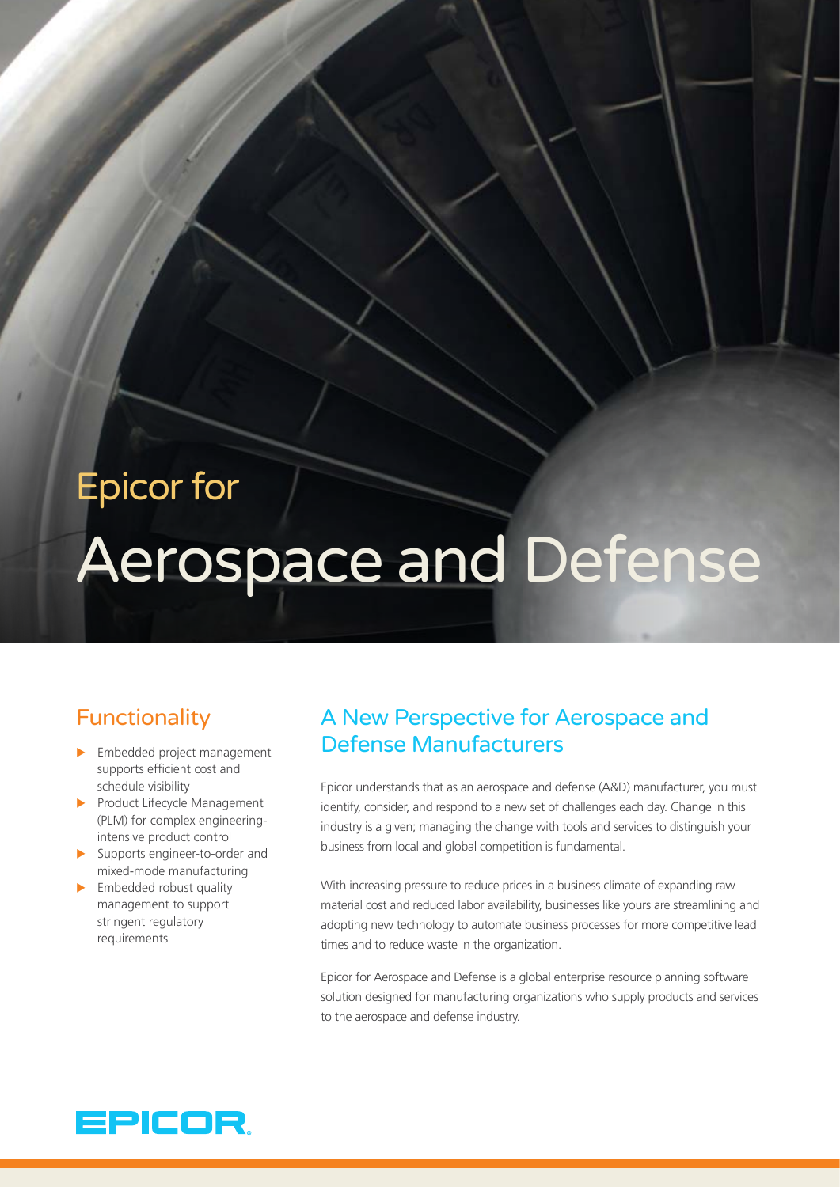# Epicor for Aerospace and Defense

## Functionality

- Embedded project management supports efficient cost and schedule visibility
- Product Lifecycle Management (PLM) for complex engineering-intensive product control
- Supports engineer-to-order and mixed-mode manufacturing
- Embedded robust quality management to support stringent regulatory requirements

## A New Perspective for Aerospace and Defense Manufacturers

Epicor understands that as an aerospace and defense (A&D) manufacturer, you must identify, consider, and respond to a new set of challenges each day. Change in this industry is a given; managing the change with tools and services to distinguish your business from local and global competition is fundamental.

With increasing pressure to reduce prices in a business climate of expanding raw material cost and reduced labor availability, businesses like yours are streamlining and adopting new technology to automate business processes for more competitive lead times and to reduce waste in the organization.

Epicor for Aerospace and Defense is a global enterprise resource planning software solution designed for manufacturing organizations who supply products and services to the aerospace and defense industry.

EPICOR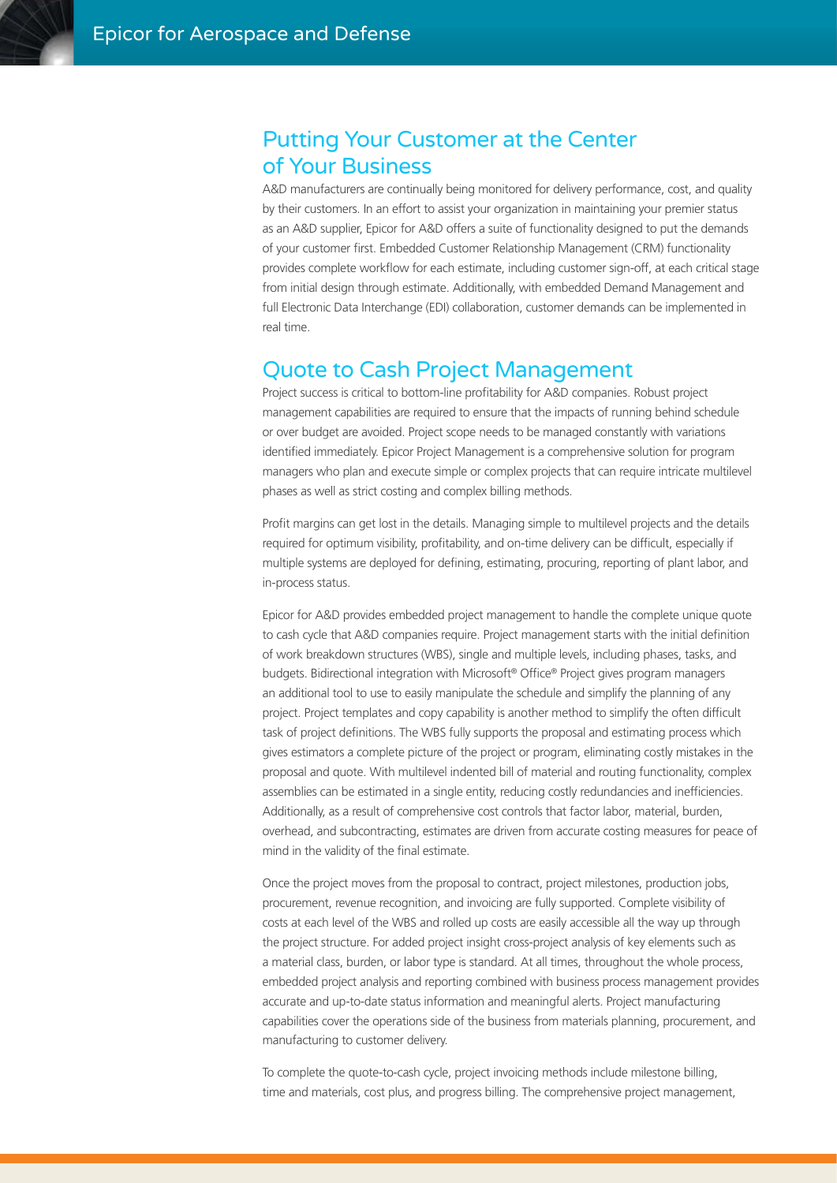## Putting Your Customer at the Center of Your Business

A&D manufacturers are continually being monitored for delivery performance, cost, and quality by their customers. In an effort to assist your organization in maintaining your premier status as an A&D supplier, Epicor for A&D offers a suite of functionality designed to put the demands of your customer first. Embedded Customer Relationship Management (CRM) functionality provides complete workflow for each estimate, including customer sign-off, at each critical stage from initial design through estimate. Additionally, with embedded Demand Management and full Electronic Data Interchange (EDI) collaboration, customer demands can be implemented in real time.

## Quote to Cash Project Management

Project success is critical to bottom-line profitability for A&D companies. Robust project management capabilities are required to ensure that the impacts of running behind schedule or over budget are avoided. Project scope needs to be managed constantly with variations identified immediately. Epicor Project Management is a comprehensive solution for program managers who plan and execute simple or complex projects that can require intricate multilevel phases as well as strict costing and complex billing methods.

Profit margins can get lost in the details. Managing simple to multilevel projects and the details required for optimum visibility, profitability, and on-time delivery can be difficult, especially if multiple systems are deployed for defining, estimating, procuring, reporting of plant labor, and in-process status.

Epicor for A&D provides embedded project management to handle the complete unique quote to cash cycle that A&D companies require. Project management starts with the initial definition of work breakdown structures (WBS), single and multiple levels, including phases, tasks, and budgets. Bidirectional integration with Microsoft® Office® Project gives program managers an additional tool to use to easily manipulate the schedule and simplify the planning of any project. Project templates and copy capability is another method to simplify the often difficult task of project definitions. The WBS fully supports the proposal and estimating process which gives estimators a complete picture of the project or program, eliminating costly mistakes in the proposal and quote. With multilevel indented bill of material and routing functionality, complex assemblies can be estimated in a single entity, reducing costly redundancies and inefficiencies. Additionally, as a result of comprehensive cost controls that factor labor, material, burden, overhead, and subcontracting, estimates are driven from accurate costing measures for peace of mind in the validity of the final estimate.

Once the project moves from the proposal to contract, project milestones, production jobs, procurement, revenue recognition, and invoicing are fully supported. Complete visibility of costs at each level of the WBS and rolled up costs are easily accessible all the way up through the project structure. For added project insight cross-project analysis of key elements such as a material class, burden, or labor type is standard. At all times, throughout the whole process, embedded project analysis and reporting combined with business process management provides accurate and up-to-date status information and meaningful alerts. Project manufacturing capabilities cover the operations side of the business from materials planning, procurement, and manufacturing to customer delivery.

To complete the quote-to-cash cycle, project invoicing methods include milestone billing, time and materials, cost plus, and progress billing. The comprehensive project management,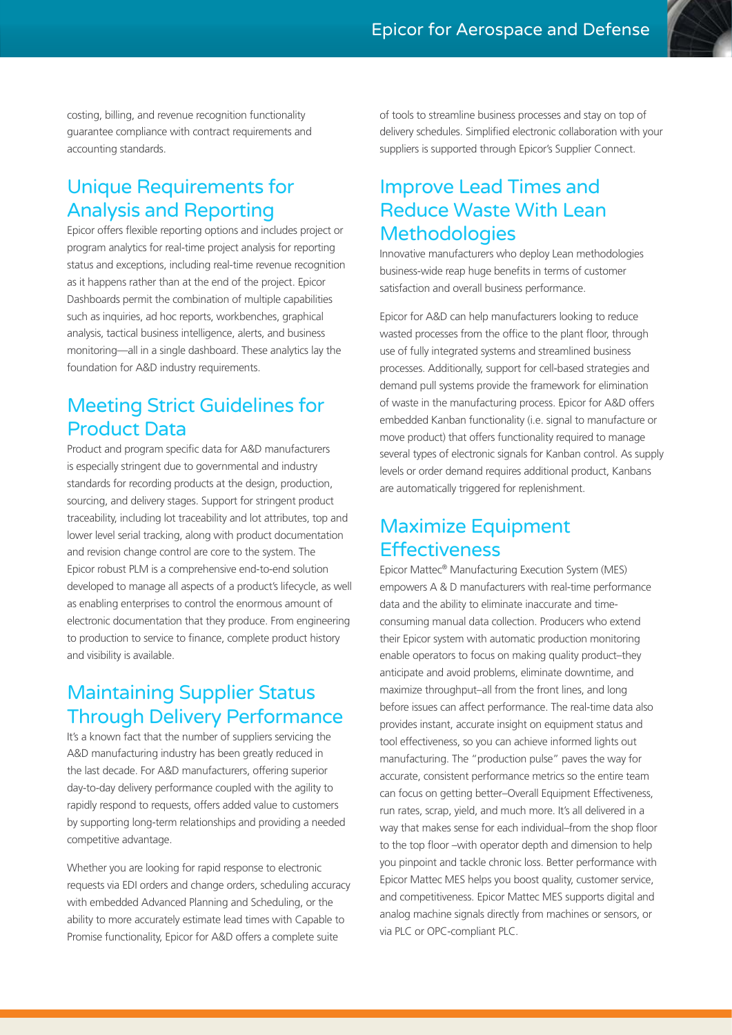costing, billing, and revenue recognition functionality guarantee compliance with contract requirements and accounting standards.

## Unique Requirements for Analysis and Reporting

Epicor offers flexible reporting options and includes project or program analytics for real-time project analysis for reporting status and exceptions, including real-time revenue recognition as it happens rather than at the end of the project. Epicor Dashboards permit the combination of multiple capabilities such as inquiries, ad hoc reports, workbenches, graphical analysis, tactical business intelligence, alerts, and business monitoring—all in a single dashboard. These analytics lay the foundation for A&D industry requirements.

## Meeting Strict Guidelines for Product Data

Product and program specific data for A&D manufacturers is especially stringent due to governmental and industry standards for recording products at the design, production, sourcing, and delivery stages. Support for stringent product traceability, including lot traceability and lot attributes, top and lower level serial tracking, along with product documentation and revision change control are core to the system. The Epicor robust PLM is a comprehensive end-to-end solution developed to manage all aspects of a product's lifecycle, as well as enabling enterprises to control the enormous amount of electronic documentation that they produce. From engineering to production to service to finance, complete product history and visibility is available.

## Maintaining Supplier Status Through Delivery Performance

It's a known fact that the number of suppliers servicing the A&D manufacturing industry has been greatly reduced in the last decade. For A&D manufacturers, offering superior day-to-day delivery performance coupled with the agility to rapidly respond to requests, offers added value to customers by supporting long-term relationships and providing a needed competitive advantage.

Whether you are looking for rapid response to electronic requests via EDI orders and change orders, scheduling accuracy with embedded Advanced Planning and Scheduling, or the ability to more accurately estimate lead times with Capable to Promise functionality, Epicor for A&D offers a complete suite of tools to streamline business processes and stay on top of delivery schedules. Simplified electronic collaboration with your suppliers is supported through Epicor's Supplier Connect.

## Improve Lead Times and Reduce Waste With Lean Methodologies

Innovative manufacturers who deploy Lean methodologies business-wide reap huge benefits in terms of customer satisfaction and overall business performance.

Epicor for A&D can help manufacturers looking to reduce wasted processes from the office to the plant floor, through use of fully integrated systems and streamlined business processes. Additionally, support for cell-based strategies and demand pull systems provide the framework for elimination of waste in the manufacturing process. Epicor for A&D offers embedded Kanban functionality (i.e. signal to manufacture or move product) that offers functionality required to manage several types of electronic signals for Kanban control. As supply levels or order demand requires additional product, Kanbans are automatically triggered for replenishment.

## Maximize Equipment Effectiveness

Epicor Mattec® Manufacturing Execution System (MES) empowers A & D manufacturers with real-time performance data and the ability to eliminate inaccurate and time-consuming manual data collection. Producers who extend their Epicor system with automatic production monitoring enable operators to focus on making quality product–they anticipate and avoid problems, eliminate downtime, and maximize throughput–all from the front lines, and long before issues can affect performance. The real-time data also provides instant, accurate insight on equipment status and tool effectiveness, so you can achieve informed lights out manufacturing. The "production pulse" paves the way for accurate, consistent performance metrics so the entire team can focus on getting better–Overall Equipment Effectiveness, run rates, scrap, yield, and much more. It's all delivered in a way that makes sense for each individual–from the shop floor to the top floor –with operator depth and dimension to help you pinpoint and tackle chronic loss. Better performance with Epicor Mattec MES helps you boost quality, customer service, and competitiveness. Epicor Mattec MES supports digital and analog machine signals directly from machines or sensors, or via PLC or OPC-compliant PLC.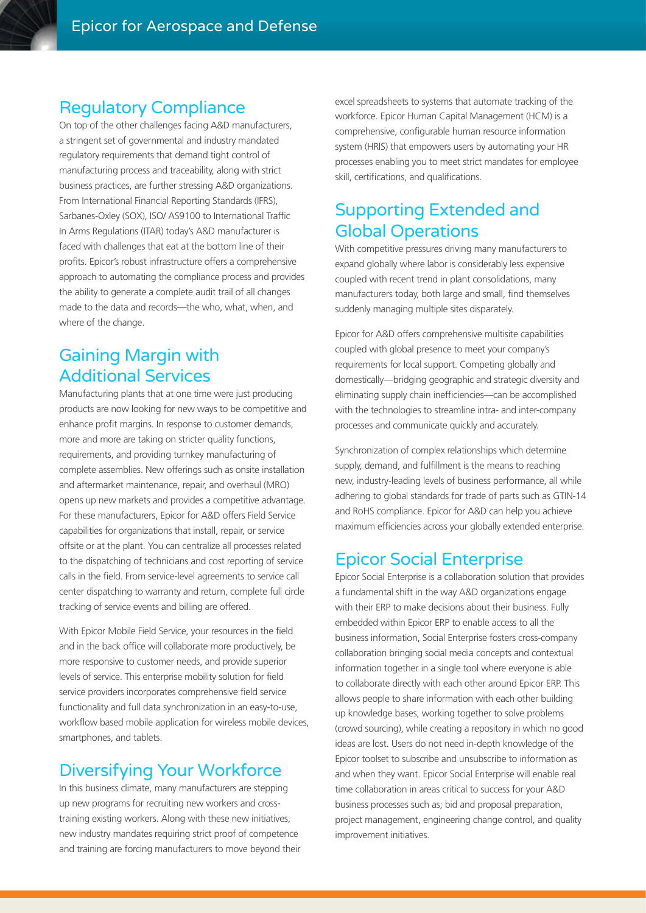## Regulatory Compliance

On top of the other challenges facing A&D manufacturers, a stringent set of governmental and industry mandated regulatory requirements that demand tight control of manufacturing process and traceability, along with strict business practices, are further stressing A&D organizations. From International Financial Reporting Standards (IFRS), Sarbanes-Oxley (SOX), ISO/ AS9100 to International Traffic In Arms Regulations (ITAR) today's A&D manufacturer is faced with challenges that eat at the bottom line of their profits. Epicor's robust infrastructure offers a comprehensive approach to automating the compliance process and provides the ability to generate a complete audit trail of all changes made to the data and records—the who, what, when, and where of the change.

## Gaining Margin with Additional Services

Manufacturing plants that at one time were just producing products are now looking for new ways to be competitive and enhance profit margins. In response to customer demands, more and more are taking on stricter quality functions, requirements, and providing turnkey manufacturing of complete assemblies. New offerings such as onsite installation and aftermarket maintenance, repair, and overhaul (MRO) opens up new markets and provides a competitive advantage. For these manufacturers, Epicor for A&D offers Field Service capabilities for organizations that install, repair, or service offsite or at the plant. You can centralize all processes related to the dispatching of technicians and cost reporting of service calls in the field. From service-level agreements to service call center dispatching to warranty and return, complete full circle tracking of service events and billing are offered.

With Epicor Mobile Field Service, your resources in the field and in the back office will collaborate more productively, be more responsive to customer needs, and provide superior levels of service. This enterprise mobility solution for field service providers incorporates comprehensive field service functionality and full data synchronization in an easy-to-use, workflow based mobile application for wireless mobile devices, smartphones, and tablets.

## Diversifying Your Workforce

In this business climate, many manufacturers are stepping up new programs for recruiting new workers and cross-training existing workers. Along with these new initiatives, new industry mandates requiring strict proof of competence and training are forcing manufacturers to move beyond their excel spreadsheets to systems that automate tracking of the workforce. Epicor Human Capital Management (HCM) is a comprehensive, configurable human resource information system (HRIS) that empowers users by automating your HR processes enabling you to meet strict mandates for employee skill, certifications, and qualifications.

## Supporting Extended and Global Operations

With competitive pressures driving many manufacturers to expand globally where labor is considerably less expensive coupled with recent trend in plant consolidations, many manufacturers today, both large and small, find themselves suddenly managing multiple sites disparately.

Epicor for A&D offers comprehensive multisite capabilities coupled with global presence to meet your company's requirements for local support. Competing globally and domestically—bridging geographic and strategic diversity and eliminating supply chain inefficiencies—can be accomplished with the technologies to streamline intra- and inter-company processes and communicate quickly and accurately.

Synchronization of complex relationships which determine supply, demand, and fulfillment is the means to reaching new, industry-leading levels of business performance, all while adhering to global standards for trade of parts such as GTIN-14 and RoHS compliance. Epicor for A&D can help you achieve maximum efficiencies across your globally extended enterprise.

## Epicor Social Enterprise

Epicor Social Enterprise is a collaboration solution that provides a fundamental shift in the way A&D organizations engage with their ERP to make decisions about their business. Fully embedded within Epicor ERP to enable access to all the business information, Social Enterprise fosters cross-company collaboration bringing social media concepts and contextual information together in a single tool where everyone is able to collaborate directly with each other around Epicor ERP. This allows people to share information with each other building up knowledge bases, working together to solve problems (crowd sourcing), while creating a repository in which no good ideas are lost. Users do not need in-depth knowledge of the Epicor toolset to subscribe and unsubscribe to information as and when they want. Epicor Social Enterprise will enable real time collaboration in areas critical to success for your A&D business processes such as; bid and proposal preparation, project management, engineering change control, and quality improvement initiatives.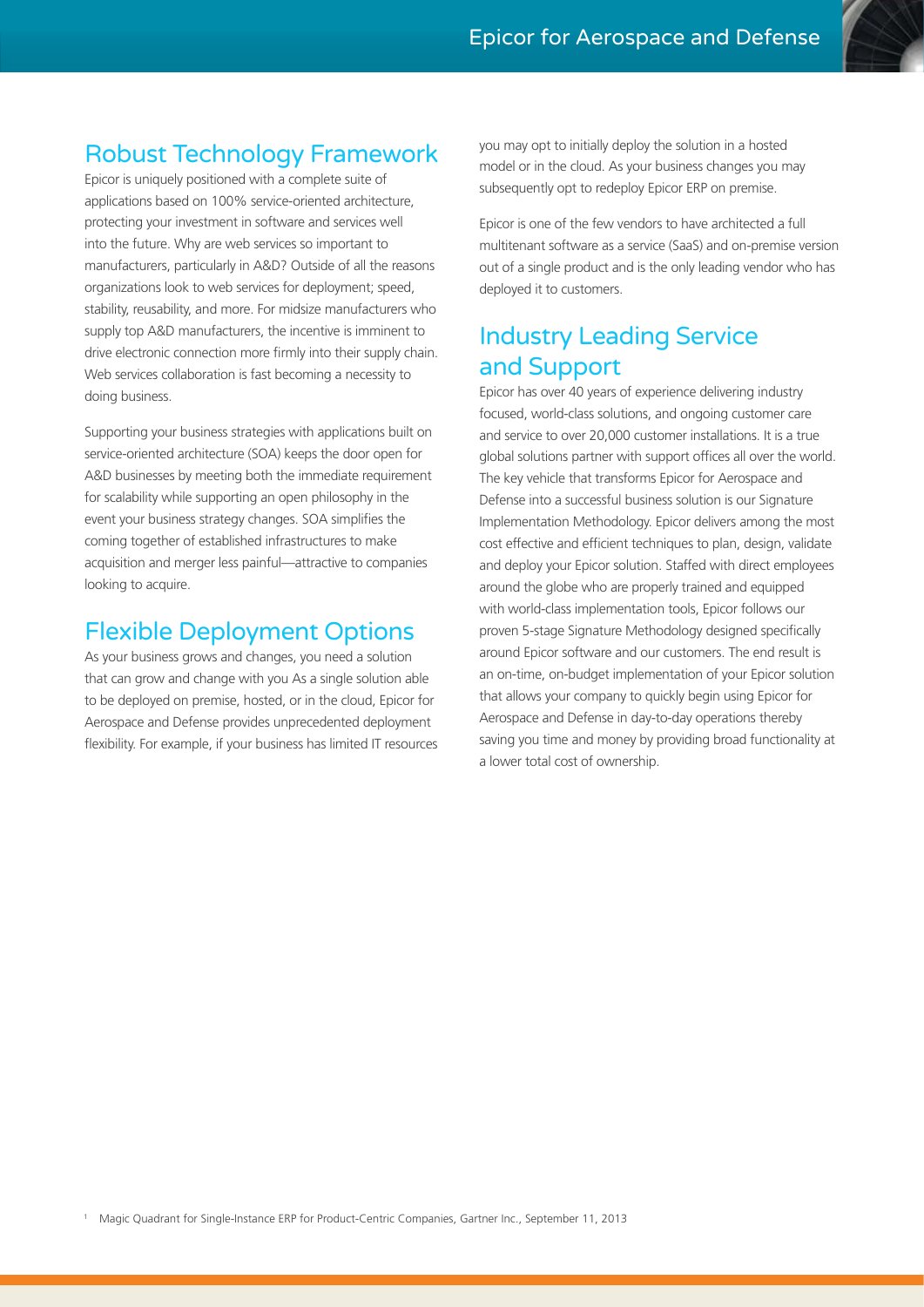## Robust Technology Framework

Epicor is uniquely positioned with a complete suite of applications based on 100% service-oriented architecture, protecting your investment in software and services well into the future. Why are web services so important to manufacturers, particularly in A&D? Outside of all the reasons organizations look to web services for deployment; speed, stability, reusability, and more. For midsize manufacturers who supply top A&D manufacturers, the incentive is imminent to drive electronic connection more firmly into their supply chain. Web services collaboration is fast becoming a necessity to doing business.

Supporting your business strategies with applications built on service-oriented architecture (SOA) keeps the door open for A&D businesses by meeting both the immediate requirement for scalability while supporting an open philosophy in the event your business strategy changes. SOA simplifies the coming together of established infrastructures to make acquisition and merger less painful—attractive to companies looking to acquire.

## Flexible Deployment Options

As your business grows and changes, you need a solution that can grow and change with you As a single solution able to be deployed on premise, hosted, or in the cloud, Epicor for Aerospace and Defense provides unprecedented deployment flexibility. For example, if your business has limited IT resources you may opt to initially deploy the solution in a hosted model or in the cloud. As your business changes you may subsequently opt to redeploy Epicor ERP on premise.

Epicor is one of the few vendors to have architected a full multitenant software as a service (SaaS) and on-premise version out of a single product and is the only leading vendor who has deployed it to customers.

## Industry Leading Service and Support

Epicor has over 40 years of experience delivering industry focused, world-class solutions, and ongoing customer care and service to over 20,000 customer installations. It is a true global solutions partner with support offices all over the world. The key vehicle that transforms Epicor for Aerospace and Defense into a successful business solution is our Signature Implementation Methodology. Epicor delivers among the most cost effective and efficient techniques to plan, design, validate and deploy your Epicor solution. Staffed with direct employees around the globe who are properly trained and equipped with world-class implementation tools, Epicor follows our proven 5-stage Signature Methodology designed specifically around Epicor software and our customers. The end result is an on-time, on-budget implementation of your Epicor solution that allows your company to quickly begin using Epicor for Aerospace and Defense in day-to-day operations thereby saving you time and money by providing broad functionality at a lower total cost of ownership.

[1] Magic Quadrant for Single-Instance ERP for Product-Centric Companies, Gartner Inc., September 11, 2013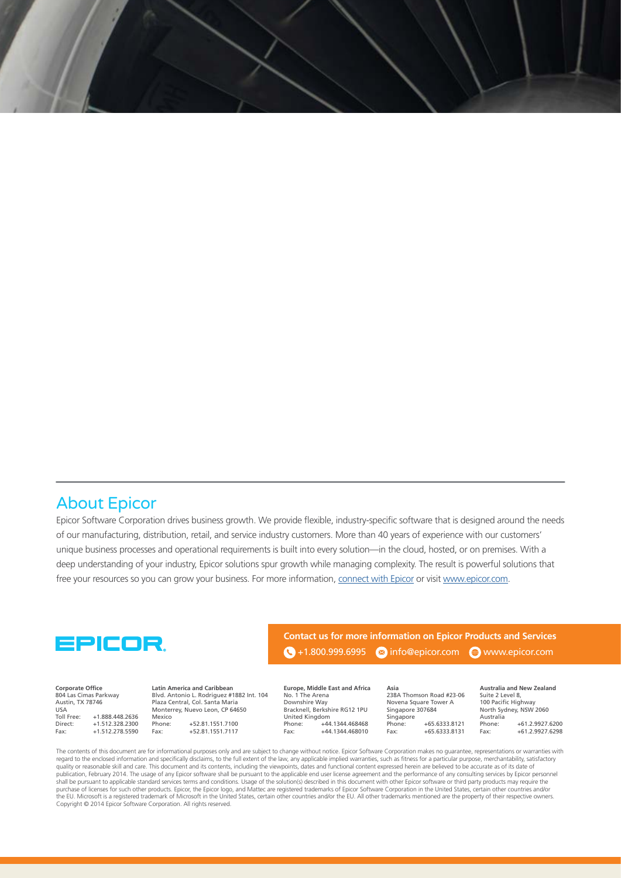## About Epicor

Epicor Software Corporation drives business growth. We provide flexible, industry-specific software that is designed around the needs of our manufacturing, distribution, retail, and service industry customers. More than 40 years of experience with our customers' unique business processes and operational requirements is built into every solution—in the cloud, hosted, or on premises. With a deep understanding of your industry, Epicor solutions spur growth while managing complexity. The result is powerful solutions that free your resources so you can grow your business. For more information, connect with Epicor or visit www.epicor.com.

EPICOR.

**Contact us for more information on Epicor Products and Services**

+1.800.999.6995 info@epicor.com www.epicor.com

**Corporate Office**
804 Las Cimas Parkway
Austin, TX 78746
USA
Toll Free: +1.888.448.2636
Direct: +1.512.328.2300
Fax: +1.512.278.5590

**Latin America and Caribbean**
Blvd. Antonio L. Rodriguez #1882 Int. 104
Plaza Central, Col. Santa Maria
Monterrey, Nuevo Leon, CP 64650
Mexico
Phone: +52.81.1551.7100
Fax: +52.81.1551.7117

**Europe, Middle East and Africa**
No. 1 The Arena
Downshire Way
Bracknell, Berkshire RG12 1PU
United Kingdom
Phone: +44.1344.468468
Fax: +44.1344.468010

**Asia**
238A Thomson Road #23-06
Novena Square Tower A
Singapore 307684
Singapore
Phone: +65.6333.8121
Fax: +65.6333.8131

**Australia and New Zealand**
Suite 2 Level 8,
100 Pacific Highway
North Sydney, NSW 2060
Australia
Phone: +61.2.9927.6200
Fax: +61.2.9927.6298

The contents of this document are for informational purposes only and are subject to change without notice. Epicor Software Corporation makes no guarantee, representations or warranties with regard to the enclosed information and specifically disclaims, to the full extent of the law, any applicable implied warranties, such as fitness for a particular purpose, merchantability, satisfactory quality or reasonable skill and care. This document and its contents, including the viewpoints, dates and functional content expressed herein are believed to be accurate as of its date of publication, February 2014. The usage of any Epicor software shall be pursuant to the applicable end user license agreement and the performance of any consulting services by Epicor personnel shall be pursuant to applicable standard services terms and conditions. Usage of the solution(s) described in this document with other Epicor software or third party products may require the purchase of licenses for such other products. Epicor, the Epicor logo, and Mattec are registered trademarks of Epicor Software Corporation in the United States, certain other countries and/or the EU. Microsoft is a registered trademark of Microsoft in the United States, certain other countries and/or the EU. All other trademarks mentioned are the property of their respective owners. Copyright © 2014 Epicor Software Corporation. All rights reserved.